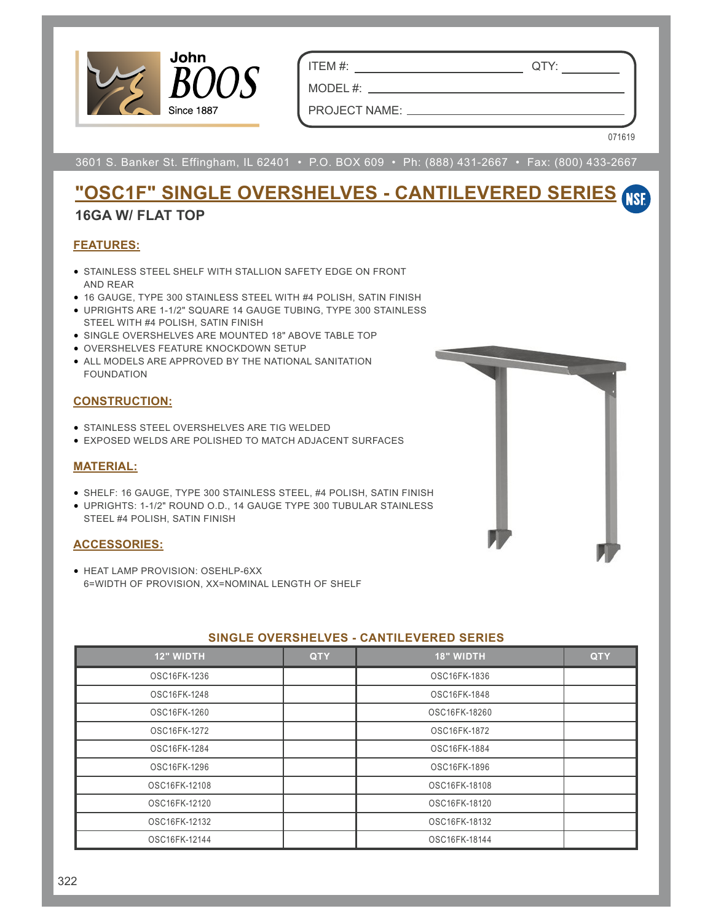John BOOS
Since 1887

ITEM #: _______________ QTY: _______

MODEL #: _______________

PROJECT NAME: _______________

071619

3601 S. Banker St. Effingham, IL 62401 • P.O. BOX 609 • Ph: (888) 431-2667 • Fax: (800) 433-2667

# "OSC1F" SINGLE OVERSHELVES - CANTILEVERED SERIES

## 16GA W/ FLAT TOP

### FEATURES:

- STAINLESS STEEL SHELF WITH STALLION SAFETY EDGE ON FRONT AND REAR
- 16 GAUGE, TYPE 300 STAINLESS STEEL WITH #4 POLISH, SATIN FINISH
- UPRIGHTS ARE 1-1/2" SQUARE 14 GAUGE TUBING, TYPE 300 STAINLESS STEEL WITH #4 POLISH, SATIN FINISH
- SINGLE OVERSHELVES ARE MOUNTED 18" ABOVE TABLE TOP
- OVERSHELVES FEATURE KNOCKDOWN SETUP
- ALL MODELS ARE APPROVED BY THE NATIONAL SANITATION FOUNDATION

### CONSTRUCTION:

- STAINLESS STEEL OVERSHELVES ARE TIG WELDED
- EXPOSED WELDS ARE POLISHED TO MATCH ADJACENT SURFACES

### MATERIAL:

- SHELF: 16 GAUGE, TYPE 300 STAINLESS STEEL, #4 POLISH, SATIN FINISH
- UPRIGHTS: 1-1/2" ROUND O.D., 14 GAUGE TYPE 300 TUBULAR STAINLESS STEEL #4 POLISH, SATIN FINISH

### ACCESSORIES:

- HEAT LAMP PROVISION: OSEHLP-6XX
  6=WIDTH OF PROVISION, XX=NOMINAL LENGTH OF SHELF

### SINGLE OVERSHELVES - CANTILEVERED SERIES

| 12" WIDTH | QTY | 18" WIDTH | QTY |
|---|---|---|---|
| OSC16FK-1236 | | OSC16FK-1836 | |
| OSC16FK-1248 | | OSC16FK-1848 | |
| OSC16FK-1260 | | OSC16FK-18260 | |
| OSC16FK-1272 | | OSC16FK-1872 | |
| OSC16FK-1284 | | OSC16FK-1884 | |
| OSC16FK-1296 | | OSC16FK-1896 | |
| OSC16FK-12108 | | OSC16FK-18108 | |
| OSC16FK-12120 | | OSC16FK-18120 | |
| OSC16FK-12132 | | OSC16FK-18132 | |
| OSC16FK-12144 | | OSC16FK-18144 | |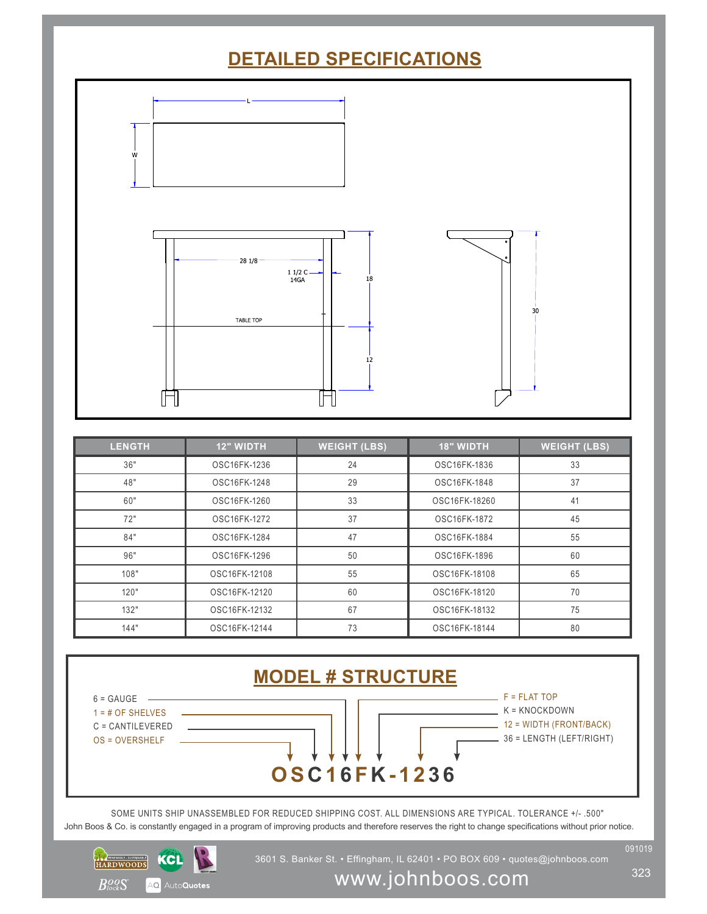## DETAILED SPECIFICATIONS

L

W

28 1/8

1 1/2 C
14GA

18

TABLE TOP

12

30

| LENGTH | 12" WIDTH | WEIGHT (LBS) | 18" WIDTH | WEIGHT (LBS) |
|---|---|---|---|---|
| 36" | OSC16FK-1236 | 24 | OSC16FK-1836 | 33 |
| 48" | OSC16FK-1248 | 29 | OSC16FK-1848 | 37 |
| 60" | OSC16FK-1260 | 33 | OSC16FK-18260 | 41 |
| 72" | OSC16FK-1272 | 37 | OSC16FK-1872 | 45 |
| 84" | OSC16FK-1284 | 47 | OSC16FK-1884 | 55 |
| 96" | OSC16FK-1296 | 50 | OSC16FK-1896 | 60 |
| 108" | OSC16FK-12108 | 55 | OSC16FK-18108 | 65 |
| 120" | OSC16FK-12120 | 60 | OSC16FK-18120 | 70 |
| 132" | OSC16FK-12132 | 67 | OSC16FK-18132 | 75 |
| 144" | OSC16FK-12144 | 73 | OSC16FK-18144 | 80 |

## MODEL # STRUCTURE

6 = GAUGE
1 = # OF SHELVES
C = CANTILEVERED
OS = OVERSHELF

F = FLAT TOP
K = KNOCKDOWN
12 = WIDTH (FRONT/BACK)
36 = LENGTH (LEFT/RIGHT)

**OSC16FK-1236**

SOME UNITS SHIP UNASSEMBLED FOR REDUCED SHIPPING COST. ALL DIMENSIONS ARE TYPICAL. TOLERANCE +/- .500"

John Boos & Co. is constantly engaged in a program of improving products and therefore reserves the right to change specifications without prior notice.

3601 S. Banker St. • Effingham, IL 62401 • PO BOX 609 • quotes@johnboos.com

www.johnboos.com

091019